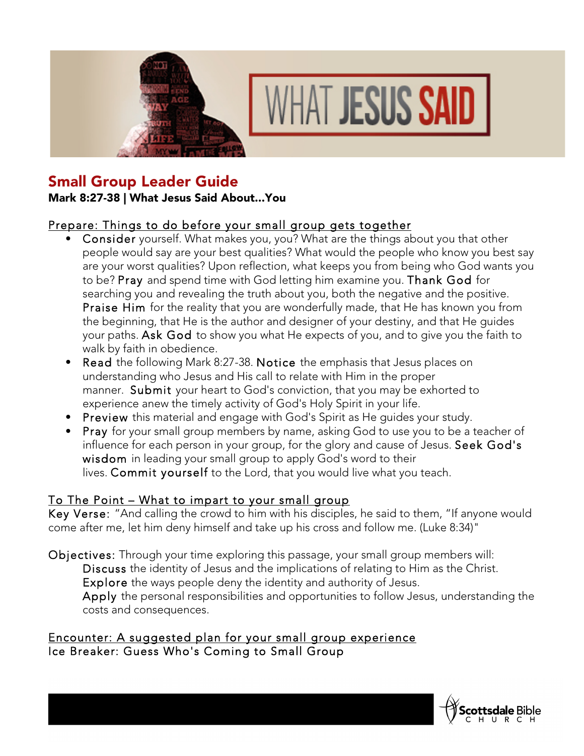# Small Group Leader Guide

**Mark 8:27-38 | What Jesus Said About…You**

## Prepare: Things to do before your small group gets together

- Consider yourself. What makes you, you? What are the things about you that other people would say are your best qualities? What would the people who know you best say are your worst qualities? Upon reflection, what keeps you from being who God wants you to be? Pray and spend time with God letting him examine you. Thank God for searching you and revealing the truth about you, both the negative and the positive. Praise Him for the reality that you are wonderfully made, that He has known you from the beginning, that He is the author and designer of your destiny, and that He guides your paths. Ask God to show you what He expects of you, and to give you the faith to walk by faith in obedience.
- Read the following Mark 8:27-38. Notice the emphasis that Jesus places on understanding who Jesus and His call to relate with Him in the proper manner. Submit your heart to God's conviction, that you may be exhorted to experience anew the timely activity of God's Holy Spirit in your life.
- Preview this material and engage with God's Spirit as He guides your study.
- Pray for your small group members by name, asking God to use you to be a teacher of influence for each person in your group, for the glory and cause of Jesus. Seek God's wisdom in leading your small group to apply God's word to their lives. Commit yourself to the Lord, that you would live what you teach.

## To The Point – What to impart to your small group

Key Verse: "And calling the crowd to him with his disciples, he said to them, "If anyone would come after me, let him deny himself and take up his cross and follow me. (Luke 8:34)"

Objectives: Through your time exploring this passage, your small group members will:

Discuss the identity of Jesus and the implications of relating to Him as the Christ.
Explore the ways people deny the identity and authority of Jesus.
Apply the personal responsibilities and opportunities to follow Jesus, understanding the costs and consequences.

## Encounter: A suggested plan for your small group experience

Ice Breaker: Guess Who's Coming to Small Group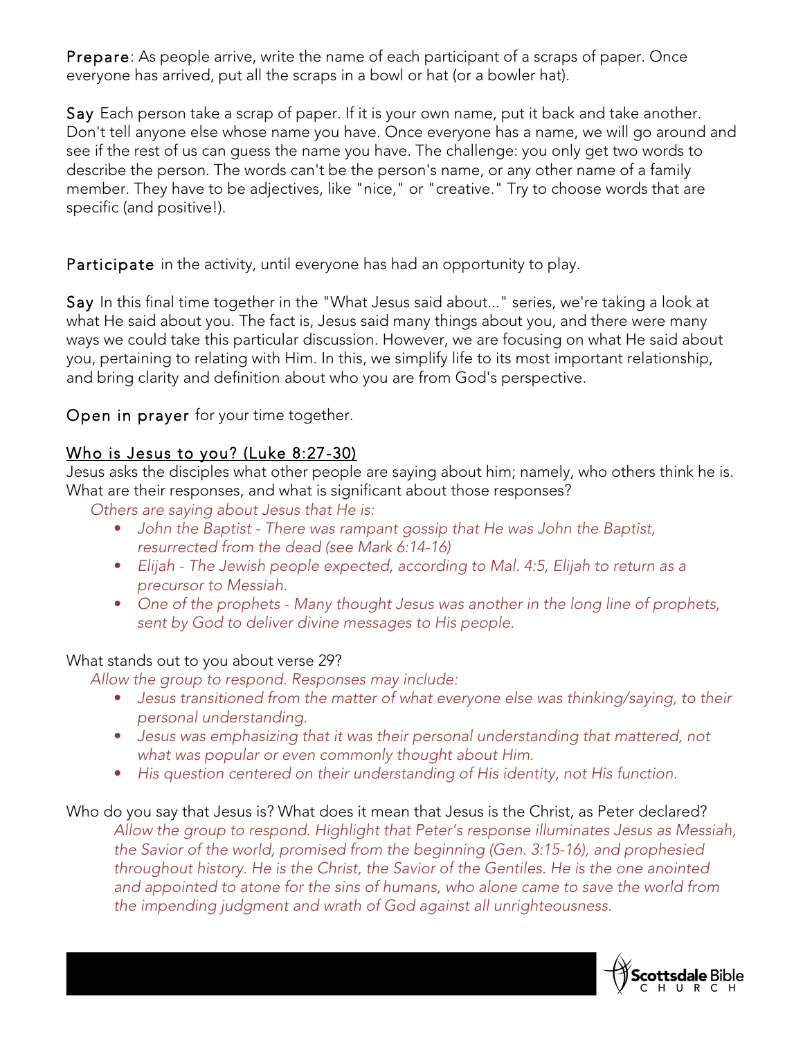**Prepare**: As people arrive, write the name of each participant of a scraps of paper. Once everyone has arrived, put all the scraps in a bowl or hat (or a bowler hat).

**Say** Each person take a scrap of paper. If it is your own name, put it back and take another. Don't tell anyone else whose name you have. Once everyone has a name, we will go around and see if the rest of us can guess the name you have. The challenge: you only get two words to describe the person. The words can't be the person's name, or any other name of a family member. They have to be adjectives, like "nice," or "creative." Try to choose words that are specific (and positive!).

**Participate** in the activity, until everyone has had an opportunity to play.

**Say** In this final time together in the "What Jesus said about..." series, we're taking a look at what He said about you. The fact is, Jesus said many things about you, and there were many ways we could take this particular discussion. However, we are focusing on what He said about you, pertaining to relating with Him. In this, we simplify life to its most important relationship, and bring clarity and definition about who you are from God's perspective.

**Open in prayer** for your time together.

## Who is Jesus to you? (Luke 8:27-30)

Jesus asks the disciples what other people are saying about him; namely, who others think he is. What are their responses, and what is significant about those responses?

*Others are saying about Jesus that He is:*

- *John the Baptist - There was rampant gossip that He was John the Baptist, resurrected from the dead (see Mark 6:14-16)*
- *Elijah - The Jewish people expected, according to Mal. 4:5, Elijah to return as a precursor to Messiah.*
- *One of the prophets - Many thought Jesus was another in the long line of prophets, sent by God to deliver divine messages to His people.*

What stands out to you about verse 29?

*Allow the group to respond. Responses may include:*

- *Jesus transitioned from the matter of what everyone else was thinking/saying, to their personal understanding.*
- *Jesus was emphasizing that it was their personal understanding that mattered, not what was popular or even commonly thought about Him.*
- *His question centered on their understanding of His identity, not His function.*

Who do you say that Jesus is? What does it mean that Jesus is the Christ, as Peter declared?

*Allow the group to respond. Highlight that Peter's response illuminates Jesus as Messiah, the Savior of the world, promised from the beginning (Gen. 3:15-16), and prophesied throughout history. He is the Christ, the Savior of the Gentiles. He is the one anointed and appointed to atone for the sins of humans, who alone came to save the world from the impending judgment and wrath of God against all unrighteousness.*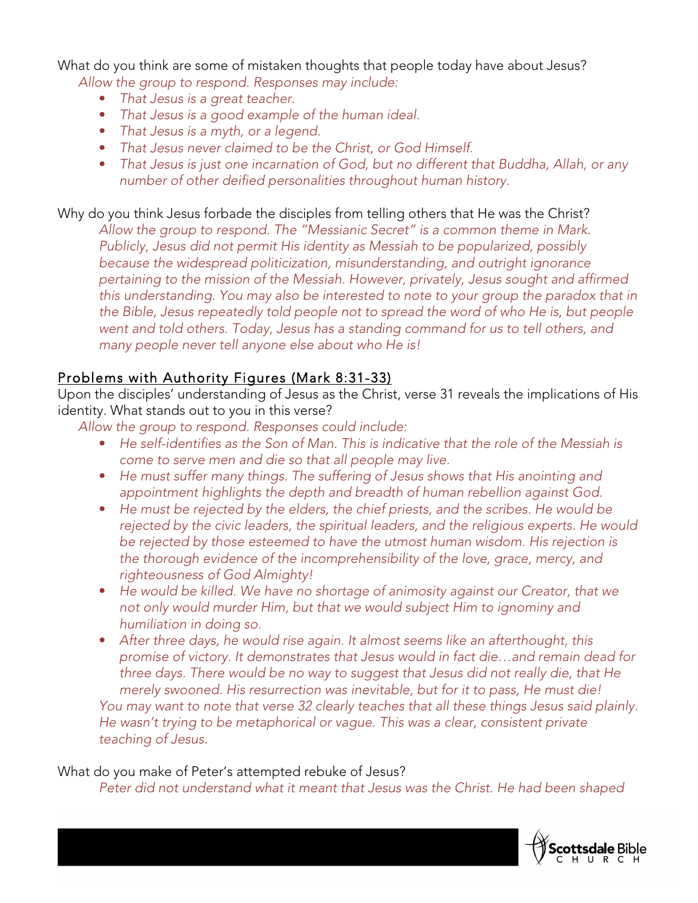What do you think are some of mistaken thoughts that people today have about Jesus?

*Allow the group to respond. Responses may include:*

- *That Jesus is a great teacher.*
- *That Jesus is a good example of the human ideal.*
- *That Jesus is a myth, or a legend.*
- *That Jesus never claimed to be the Christ, or God Himself.*
- *That Jesus is just one incarnation of God, but no different that Buddha, Allah, or any number of other deified personalities throughout human history.*

Why do you think Jesus forbade the disciples from telling others that He was the Christ?

*Allow the group to respond. The "Messianic Secret" is a common theme in Mark. Publicly, Jesus did not permit His identity as Messiah to be popularized, possibly because the widespread politicization, misunderstanding, and outright ignorance pertaining to the mission of the Messiah. However, privately, Jesus sought and affirmed this understanding. You may also be interested to note to your group the paradox that in the Bible, Jesus repeatedly told people not to spread the word of who He is, but people went and told others. Today, Jesus has a standing command for us to tell others, and many people never tell anyone else about who He is!*

## Problems with Authority Figures (Mark 8:31-33)

Upon the disciples' understanding of Jesus as the Christ, verse 31 reveals the implications of His identity. What stands out to you in this verse?

*Allow the group to respond. Responses could include:*

- *He self-identifies as the Son of Man. This is indicative that the role of the Messiah is come to serve men and die so that all people may live.*
- *He must suffer many things. The suffering of Jesus shows that His anointing and appointment highlights the depth and breadth of human rebellion against God.*
- *He must be rejected by the elders, the chief priests, and the scribes. He would be rejected by the civic leaders, the spiritual leaders, and the religious experts. He would be rejected by those esteemed to have the utmost human wisdom. His rejection is the thorough evidence of the incomprehensibility of the love, grace, mercy, and righteousness of God Almighty!*
- *He would be killed. We have no shortage of animosity against our Creator, that we not only would murder Him, but that we would subject Him to ignominy and humiliation in doing so.*
- *After three days, he would rise again. It almost seems like an afterthought, this promise of victory. It demonstrates that Jesus would in fact die…and remain dead for three days. There would be no way to suggest that Jesus did not really die, that He merely swooned. His resurrection was inevitable, but for it to pass, He must die!*

*You may want to note that verse 32 clearly teaches that all these things Jesus said plainly. He wasn't trying to be metaphorical or vague. This was a clear, consistent private teaching of Jesus.*

What do you make of Peter's attempted rebuke of Jesus?

*Peter did not understand what it meant that Jesus was the Christ. He had been shaped*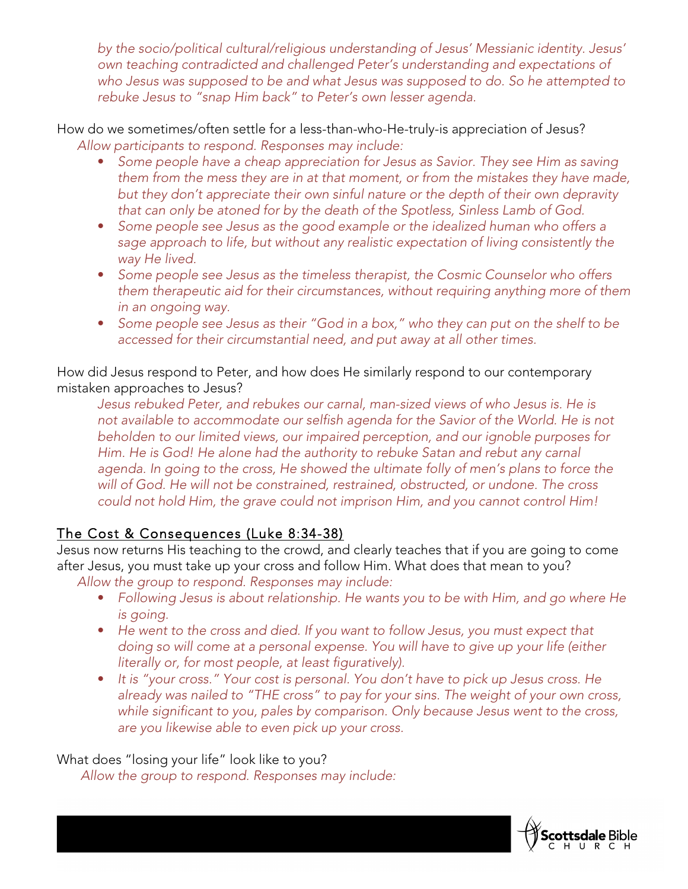*by the socio/political cultural/religious understanding of Jesus' Messianic identity. Jesus' own teaching contradicted and challenged Peter's understanding and expectations of who Jesus was supposed to be and what Jesus was supposed to do. So he attempted to rebuke Jesus to "snap Him back" to Peter's own lesser agenda.*

How do we sometimes/often settle for a less-than-who-He-truly-is appreciation of Jesus?

*Allow participants to respond. Responses may include:*

- *Some people have a cheap appreciation for Jesus as Savior. They see Him as saving them from the mess they are in at that moment, or from the mistakes they have made, but they don't appreciate their own sinful nature or the depth of their own depravity that can only be atoned for by the death of the Spotless, Sinless Lamb of God.*
- *Some people see Jesus as the good example or the idealized human who offers a sage approach to life, but without any realistic expectation of living consistently the way He lived.*
- *Some people see Jesus as the timeless therapist, the Cosmic Counselor who offers them therapeutic aid for their circumstances, without requiring anything more of them in an ongoing way.*
- *Some people see Jesus as their "God in a box," who they can put on the shelf to be accessed for their circumstantial need, and put away at all other times.*

How did Jesus respond to Peter, and how does He similarly respond to our contemporary mistaken approaches to Jesus?

*Jesus rebuked Peter, and rebukes our carnal, man-sized views of who Jesus is. He is not available to accommodate our selfish agenda for the Savior of the World. He is not beholden to our limited views, our impaired perception, and our ignoble purposes for Him. He is God! He alone had the authority to rebuke Satan and rebut any carnal agenda. In going to the cross, He showed the ultimate folly of men's plans to force the will of God. He will not be constrained, restrained, obstructed, or undone. The cross could not hold Him, the grave could not imprison Him, and you cannot control Him!*

## The Cost & Consequences (Luke 8:34-38)

Jesus now returns His teaching to the crowd, and clearly teaches that if you are going to come after Jesus, you must take up your cross and follow Him. What does that mean to you?

*Allow the group to respond. Responses may include:*

- *Following Jesus is about relationship. He wants you to be with Him, and go where He is going.*
- *He went to the cross and died. If you want to follow Jesus, you must expect that doing so will come at a personal expense. You will have to give up your life (either literally or, for most people, at least figuratively).*
- *It is "your cross." Your cost is personal. You don't have to pick up Jesus cross. He already was nailed to "THE cross" to pay for your sins. The weight of your own cross, while significant to you, pales by comparison. Only because Jesus went to the cross, are you likewise able to even pick up your cross.*

What does "losing your life" look like to you?

*Allow the group to respond. Responses may include:*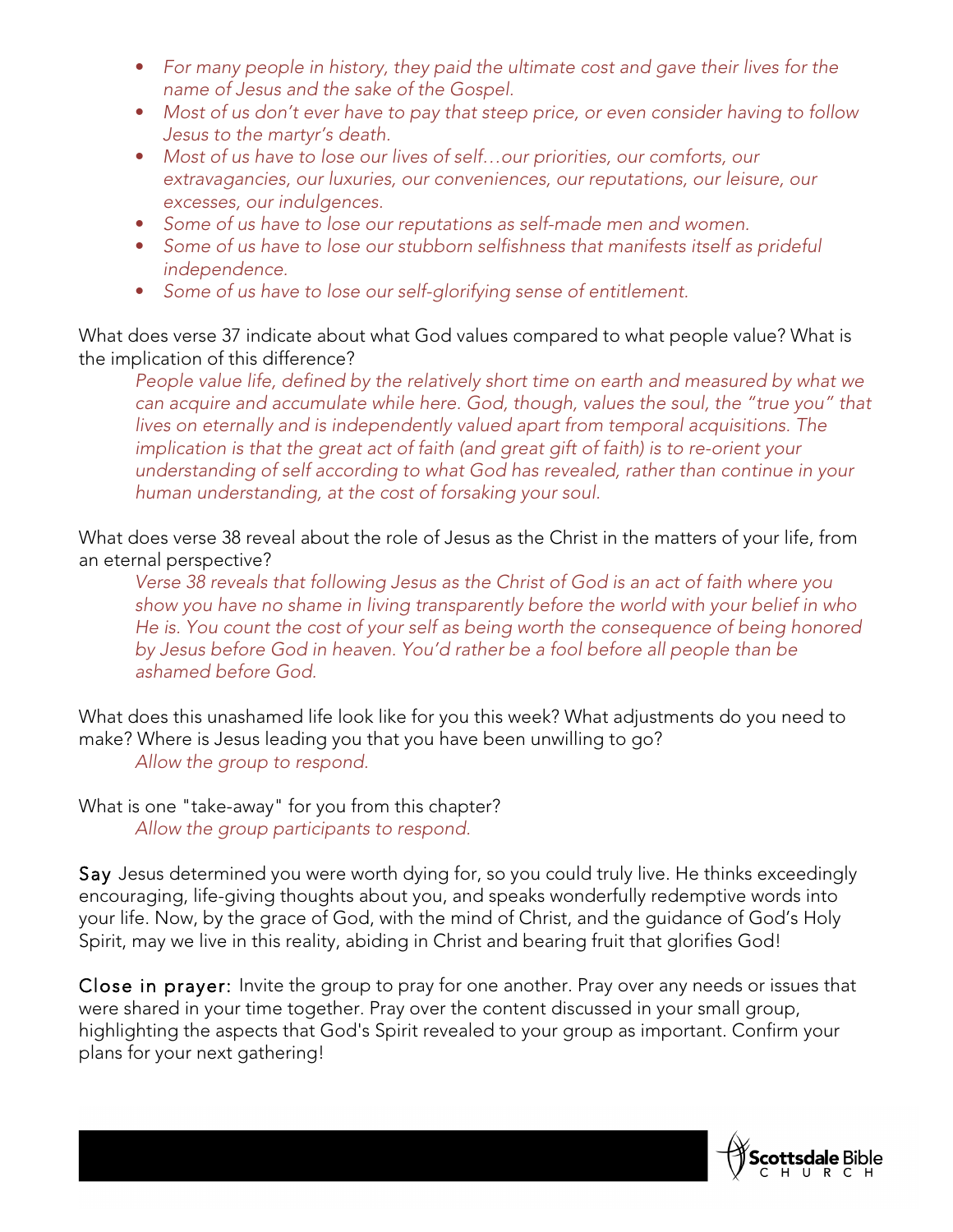- *For many people in history, they paid the ultimate cost and gave their lives for the name of Jesus and the sake of the Gospel.*
- *Most of us don't ever have to pay that steep price, or even consider having to follow Jesus to the martyr's death.*
- *Most of us have to lose our lives of self…our priorities, our comforts, our extravagancies, our luxuries, our conveniences, our reputations, our leisure, our excesses, our indulgences.*
- *Some of us have to lose our reputations as self-made men and women.*
- *Some of us have to lose our stubborn selfishness that manifests itself as prideful independence.*
- *Some of us have to lose our self-glorifying sense of entitlement.*

What does verse 37 indicate about what God values compared to what people value? What is the implication of this difference?

*People value life, defined by the relatively short time on earth and measured by what we can acquire and accumulate while here. God, though, values the soul, the "true you" that lives on eternally and is independently valued apart from temporal acquisitions. The implication is that the great act of faith (and great gift of faith) is to re-orient your understanding of self according to what God has revealed, rather than continue in your human understanding, at the cost of forsaking your soul.*

What does verse 38 reveal about the role of Jesus as the Christ in the matters of your life, from an eternal perspective?

*Verse 38 reveals that following Jesus as the Christ of God is an act of faith where you show you have no shame in living transparently before the world with your belief in who He is. You count the cost of your self as being worth the consequence of being honored by Jesus before God in heaven. You'd rather be a fool before all people than be ashamed before God.*

What does this unashamed life look like for you this week? What adjustments do you need to make? Where is Jesus leading you that you have been unwilling to go?

*Allow the group to respond.*

What is one "take-away" for you from this chapter?

*Allow the group participants to respond.*

**Say** Jesus determined you were worth dying for, so you could truly live. He thinks exceedingly encouraging, life-giving thoughts about you, and speaks wonderfully redemptive words into your life. Now, by the grace of God, with the mind of Christ, and the guidance of God's Holy Spirit, may we live in this reality, abiding in Christ and bearing fruit that glorifies God!

**Close in prayer:** Invite the group to pray for one another. Pray over any needs or issues that were shared in your time together. Pray over the content discussed in your small group, highlighting the aspects that God's Spirit revealed to your group as important. Confirm your plans for your next gathering!